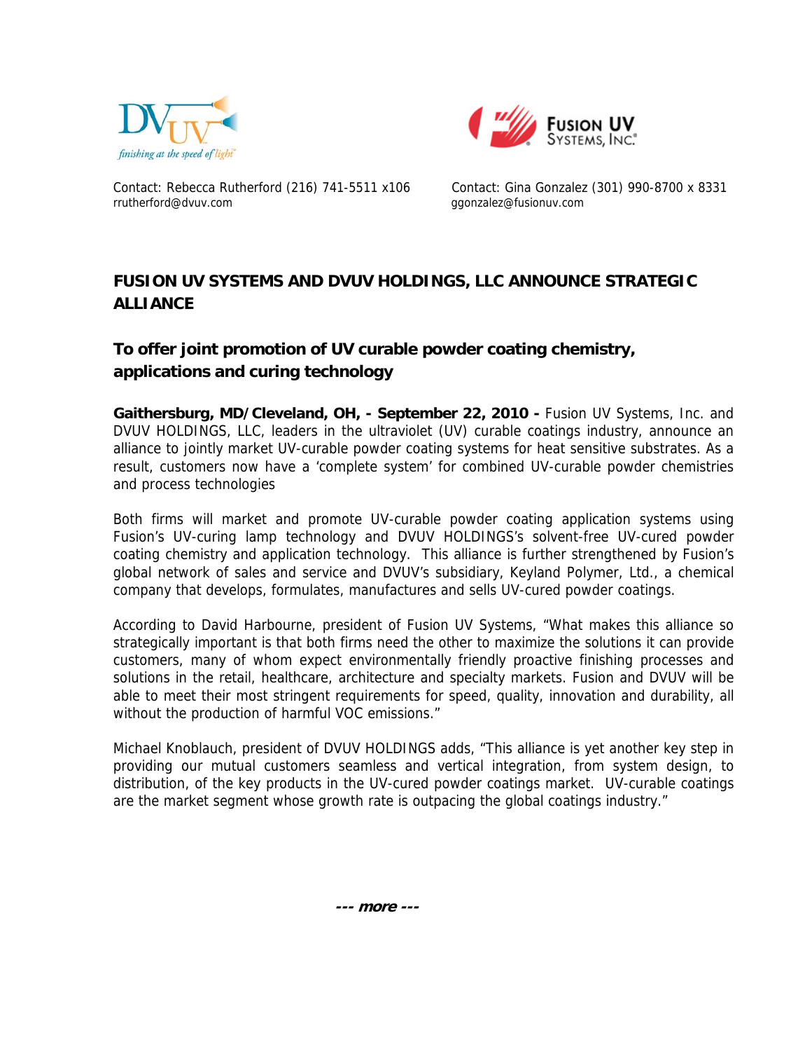Contact: Rebecca Rutherford (216) 741-5511 x106
rrutherford@dvuv.com

Contact: Gina Gonzalez (301) 990-8700 x 8331
ggonzalez@fusionuv.com

# FUSION UV SYSTEMS AND DVUV HOLDINGS, LLC ANNOUNCE STRATEGIC ALLIANCE

## To offer joint promotion of UV curable powder coating chemistry, applications and curing technology

**Gaithersburg, MD/Cleveland, OH, - September 22, 2010 -** Fusion UV Systems, Inc. and DVUV HOLDINGS, LLC, leaders in the ultraviolet (UV) curable coatings industry, announce an alliance to jointly market UV-curable powder coating systems for heat sensitive substrates. As a result, customers now have a 'complete system' for combined UV-curable powder chemistries and process technologies

Both firms will market and promote UV-curable powder coating application systems using Fusion's UV-curing lamp technology and DVUV HOLDINGS's solvent-free UV-cured powder coating chemistry and application technology. This alliance is further strengthened by Fusion's global network of sales and service and DVUV's subsidiary, Keyland Polymer, Ltd., a chemical company that develops, formulates, manufactures and sells UV-cured powder coatings.

According to David Harbourne, president of Fusion UV Systems, "What makes this alliance so strategically important is that both firms need the other to maximize the solutions it can provide customers, many of whom expect environmentally friendly proactive finishing processes and solutions in the retail, healthcare, architecture and specialty markets. Fusion and DVUV will be able to meet their most stringent requirements for speed, quality, innovation and durability, all without the production of harmful VOC emissions."

Michael Knoblauch, president of DVUV HOLDINGS adds, "This alliance is yet another key step in providing our mutual customers seamless and vertical integration, from system design, to distribution, of the key products in the UV-cured powder coatings market. UV-curable coatings are the market segment whose growth rate is outpacing the global coatings industry."

***--- more ---***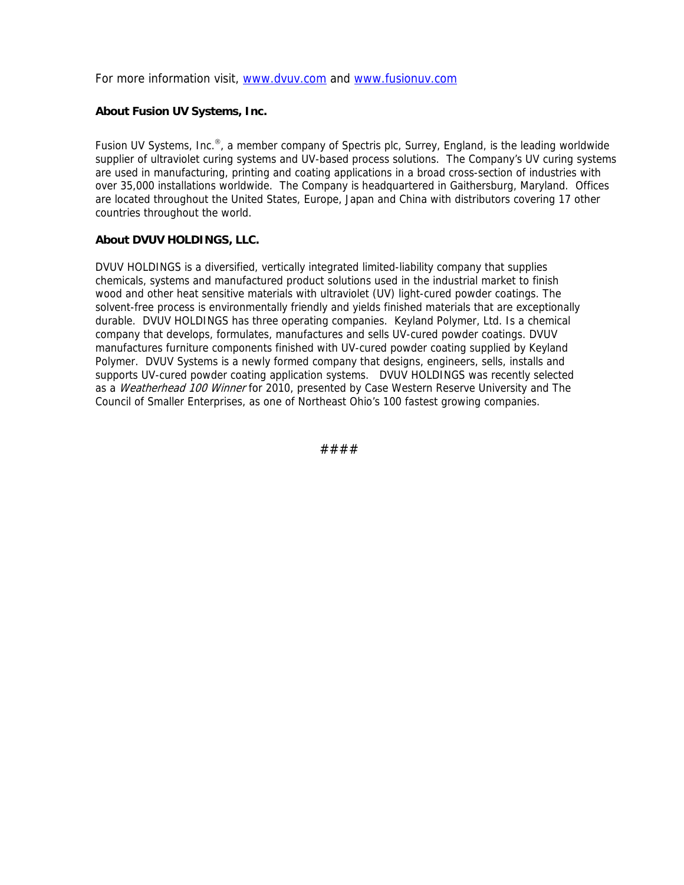For more information visit, [www.dvuv.com](http://www.dvuv.com) and [www.fusionuv.com](http://www.fusionuv.com)

**About Fusion UV Systems, Inc.**

Fusion UV Systems, Inc.®, a member company of Spectris plc, Surrey, England, is the leading worldwide supplier of ultraviolet curing systems and UV-based process solutions. The Company's UV curing systems are used in manufacturing, printing and coating applications in a broad cross-section of industries with over 35,000 installations worldwide. The Company is headquartered in Gaithersburg, Maryland. Offices are located throughout the United States, Europe, Japan and China with distributors covering 17 other countries throughout the world.

**About DVUV HOLDINGS, LLC.**

DVUV HOLDINGS is a diversified, vertically integrated limited-liability company that supplies chemicals, systems and manufactured product solutions used in the industrial market to finish wood and other heat sensitive materials with ultraviolet (UV) light-cured powder coatings. The solvent-free process is environmentally friendly and yields finished materials that are exceptionally durable. DVUV HOLDINGS has three operating companies. Keyland Polymer, Ltd. Is a chemical company that develops, formulates, manufactures and sells UV-cured powder coatings. DVUV manufactures furniture components finished with UV-cured powder coating supplied by Keyland Polymer. DVUV Systems is a newly formed company that designs, engineers, sells, installs and supports UV-cured powder coating application systems. DVUV HOLDINGS was recently selected as a *Weatherhead 100 Winner* for 2010, presented by Case Western Reserve University and The Council of Smaller Enterprises, as one of Northeast Ohio's 100 fastest growing companies.

####